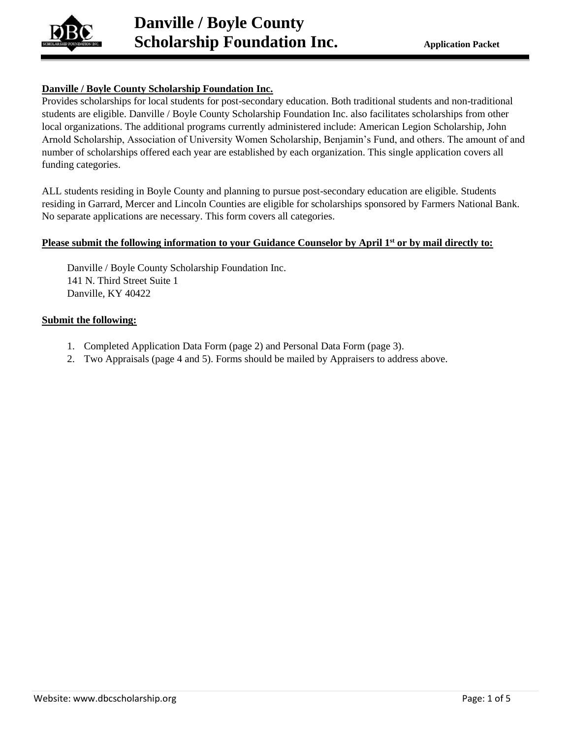# Danville / Boyle County Scholarship Foundation Inc.

**Application Packet**

**Danville / Boyle County Scholarship Foundation Inc.**

Provides scholarships for local students for post-secondary education. Both traditional students and non-traditional students are eligible. Danville / Boyle County Scholarship Foundation Inc. also facilitates scholarships from other local organizations. The additional programs currently administered include: American Legion Scholarship, John Arnold Scholarship, Association of University Women Scholarship, Benjamin's Fund, and others. The amount of and number of scholarships offered each year are established by each organization. This single application covers all funding categories.

ALL students residing in Boyle County and planning to pursue post-secondary education are eligible. Students residing in Garrard, Mercer and Lincoln Counties are eligible for scholarships sponsored by Farmers National Bank. No separate applications are necessary. This form covers all categories.

**Please submit the following information to your Guidance Counselor by April 1st or by mail directly to:**

Danville / Boyle County Scholarship Foundation Inc.
141 N. Third Street Suite 1
Danville, KY 40422

**Submit the following:**

1. Completed Application Data Form (page 2) and Personal Data Form (page 3).
2. Two Appraisals (page 4 and 5). Forms should be mailed by Appraisers to address above.

Website: www.dbcscholarship.org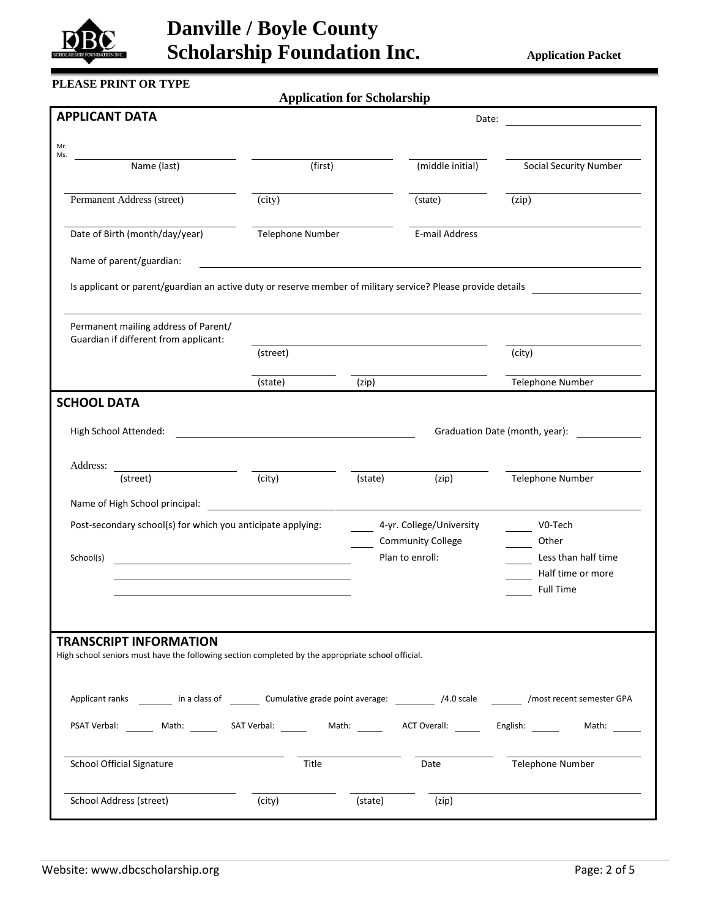# Danville / Boyle County Scholarship Foundation Inc.

**Application Packet**

**PLEASE PRINT OR TYPE**

**Application for Scholarship**

## APPLICANT DATA

Date: ______________________

Mr.
Ms. ______________________ ______________________ ______________________ ______________________

Name (last) (first) (middle initial) Social Security Number

______________________ ______________________ ______________________ ______________________

Permanent Address (street) (city) (state) (zip)

______________________ ______________________ ______________________

Date of Birth (month/day/year) Telephone Number E-mail Address

Name of parent/guardian: ______________________________________________

Is applicant or parent/guardian an active duty or reserve member of military service? Please provide details ______________________

______________________________________________________________________

Permanent mailing address of Parent/ Guardian if different from applicant:

______________________ ______________________

(street) (city)

______________________ ______________________ ______________________

(state) (zip) Telephone Number

## SCHOOL DATA

High School Attended: ______________________ Graduation Date (month, year): ____________

Address: ______________________ ______________________ ______________________ ______________________ ______________________

(street) (city) (state) (zip) Telephone Number

Name of High School principal: ______________________________________________

Post-secondary school(s) for which you anticipate applying:

_____ 4-yr. College/University
_____ Community College
_____ V0-Tech
_____ Other

School(s) ______________________________________________

______________________________________________

______________________________________________

Plan to enroll:

_____ Less than half time
_____ Half time or more
_____ Full Time

## TRANSCRIPT INFORMATION

High school seniors must have the following section completed by the appropriate school official.

Applicant ranks _______ in a class of _______ Cumulative grade point average: _______ /4.0 scale _______ /most recent semester GPA

PSAT Verbal: _____ Math: _____ SAT Verbal: _____ Math: _____ ACT Overall: _____ English: _____ Math: _____

______________________ ______________________ ______________________ ______________________

School Official Signature Title Date Telephone Number

______________________ ______________________ ______________________ ______________________

School Address (street) (city) (state) (zip)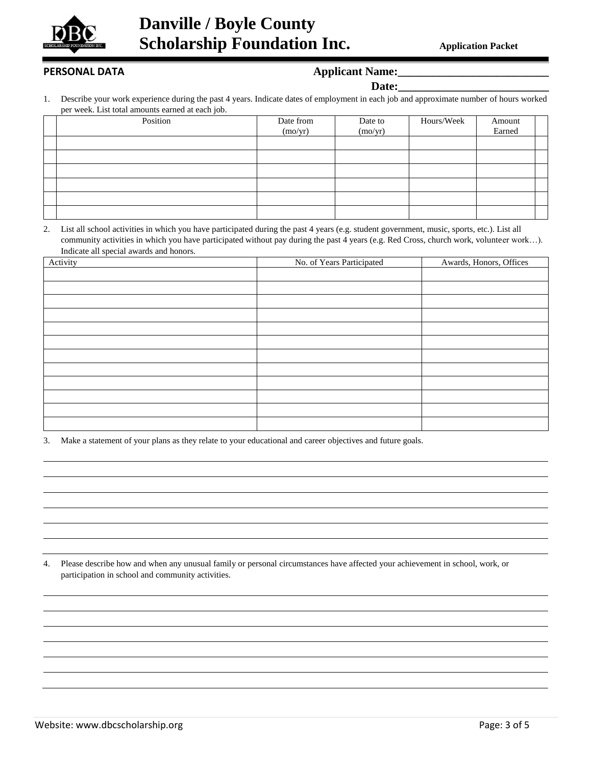# Danville / Boyle County Scholarship Foundation Inc.

**Application Packet**

**PERSONAL DATA**

**Applicant Name:**\_\_\_\_\_\_\_\_\_\_\_\_\_\_\_\_\_\_\_\_\_\_\_\_\_\_

**Date:**\_\_\_\_\_\_\_\_\_\_\_\_\_\_\_\_\_\_\_\_\_\_\_\_\_\_

1. Describe your work experience during the past 4 years. Indicate dates of employment in each job and approximate number of hours worked per week. List total amounts earned at each job.

| | Position | Date from (mo/yr) | Date to (mo/yr) | Hours/Week | Amount Earned | |
|---|---|---|---|---|---|---|
| | | | | | | |
| | | | | | | |
| | | | | | | |
| | | | | | | |
| | | | | | | |
| | | | | | | |

2. List all school activities in which you have participated during the past 4 years (e.g. student government, music, sports, etc.). List all community activities in which you have participated without pay during the past 4 years (e.g. Red Cross, church work, volunteer work…). Indicate all special awards and honors.

| Activity | No. of Years Participated | Awards, Honors, Offices |
|---|---|---|
| | | |
| | | |
| | | |
| | | |
| | | |
| | | |
| | | |
| | | |
| | | |
| | | |
| | | |
| | | |

3. Make a statement of your plans as they relate to your educational and career objectives and future goals.

\_\_\_\_\_\_\_\_\_\_\_\_\_\_\_\_\_\_\_\_\_\_\_\_\_\_\_\_\_\_\_\_\_\_\_\_\_\_\_\_\_\_\_\_\_\_\_\_\_\_\_\_\_\_\_\_\_\_\_\_\_\_\_\_\_\_\_\_\_\_\_\_

\_\_\_\_\_\_\_\_\_\_\_\_\_\_\_\_\_\_\_\_\_\_\_\_\_\_\_\_\_\_\_\_\_\_\_\_\_\_\_\_\_\_\_\_\_\_\_\_\_\_\_\_\_\_\_\_\_\_\_\_\_\_\_\_\_\_\_\_\_\_\_\_

\_\_\_\_\_\_\_\_\_\_\_\_\_\_\_\_\_\_\_\_\_\_\_\_\_\_\_\_\_\_\_\_\_\_\_\_\_\_\_\_\_\_\_\_\_\_\_\_\_\_\_\_\_\_\_\_\_\_\_\_\_\_\_\_\_\_\_\_\_\_\_\_

\_\_\_\_\_\_\_\_\_\_\_\_\_\_\_\_\_\_\_\_\_\_\_\_\_\_\_\_\_\_\_\_\_\_\_\_\_\_\_\_\_\_\_\_\_\_\_\_\_\_\_\_\_\_\_\_\_\_\_\_\_\_\_\_\_\_\_\_\_\_\_\_

\_\_\_\_\_\_\_\_\_\_\_\_\_\_\_\_\_\_\_\_\_\_\_\_\_\_\_\_\_\_\_\_\_\_\_\_\_\_\_\_\_\_\_\_\_\_\_\_\_\_\_\_\_\_\_\_\_\_\_\_\_\_\_\_\_\_\_\_\_\_\_\_

\_\_\_\_\_\_\_\_\_\_\_\_\_\_\_\_\_\_\_\_\_\_\_\_\_\_\_\_\_\_\_\_\_\_\_\_\_\_\_\_\_\_\_\_\_\_\_\_\_\_\_\_\_\_\_\_\_\_\_\_\_\_\_\_\_\_\_\_\_\_\_\_

\_\_\_\_\_\_\_\_\_\_\_\_\_\_\_\_\_\_\_\_\_\_\_\_\_\_\_\_\_\_\_\_\_\_\_\_\_\_\_\_\_\_\_\_\_\_\_\_\_\_\_\_\_\_\_\_\_\_\_\_\_\_\_\_\_\_\_\_\_\_\_\_

4. Please describe how and when any unusual family or personal circumstances have affected your achievement in school, work, or participation in school and community activities.

\_\_\_\_\_\_\_\_\_\_\_\_\_\_\_\_\_\_\_\_\_\_\_\_\_\_\_\_\_\_\_\_\_\_\_\_\_\_\_\_\_\_\_\_\_\_\_\_\_\_\_\_\_\_\_\_\_\_\_\_\_\_\_\_\_\_\_\_\_\_\_\_

\_\_\_\_\_\_\_\_\_\_\_\_\_\_\_\_\_\_\_\_\_\_\_\_\_\_\_\_\_\_\_\_\_\_\_\_\_\_\_\_\_\_\_\_\_\_\_\_\_\_\_\_\_\_\_\_\_\_\_\_\_\_\_\_\_\_\_\_\_\_\_\_

\_\_\_\_\_\_\_\_\_\_\_\_\_\_\_\_\_\_\_\_\_\_\_\_\_\_\_\_\_\_\_\_\_\_\_\_\_\_\_\_\_\_\_\_\_\_\_\_\_\_\_\_\_\_\_\_\_\_\_\_\_\_\_\_\_\_\_\_\_\_\_\_

\_\_\_\_\_\_\_\_\_\_\_\_\_\_\_\_\_\_\_\_\_\_\_\_\_\_\_\_\_\_\_\_\_\_\_\_\_\_\_\_\_\_\_\_\_\_\_\_\_\_\_\_\_\_\_\_\_\_\_\_\_\_\_\_\_\_\_\_\_\_\_\_

\_\_\_\_\_\_\_\_\_\_\_\_\_\_\_\_\_\_\_\_\_\_\_\_\_\_\_\_\_\_\_\_\_\_\_\_\_\_\_\_\_\_\_\_\_\_\_\_\_\_\_\_\_\_\_\_\_\_\_\_\_\_\_\_\_\_\_\_\_\_\_\_

\_\_\_\_\_\_\_\_\_\_\_\_\_\_\_\_\_\_\_\_\_\_\_\_\_\_\_\_\_\_\_\_\_\_\_\_\_\_\_\_\_\_\_\_\_\_\_\_\_\_\_\_\_\_\_\_\_\_\_\_\_\_\_\_\_\_\_\_\_\_\_\_

\_\_\_\_\_\_\_\_\_\_\_\_\_\_\_\_\_\_\_\_\_\_\_\_\_\_\_\_\_\_\_\_\_\_\_\_\_\_\_\_\_\_\_\_\_\_\_\_\_\_\_\_\_\_\_\_\_\_\_\_\_\_\_\_\_\_\_\_\_\_\_\_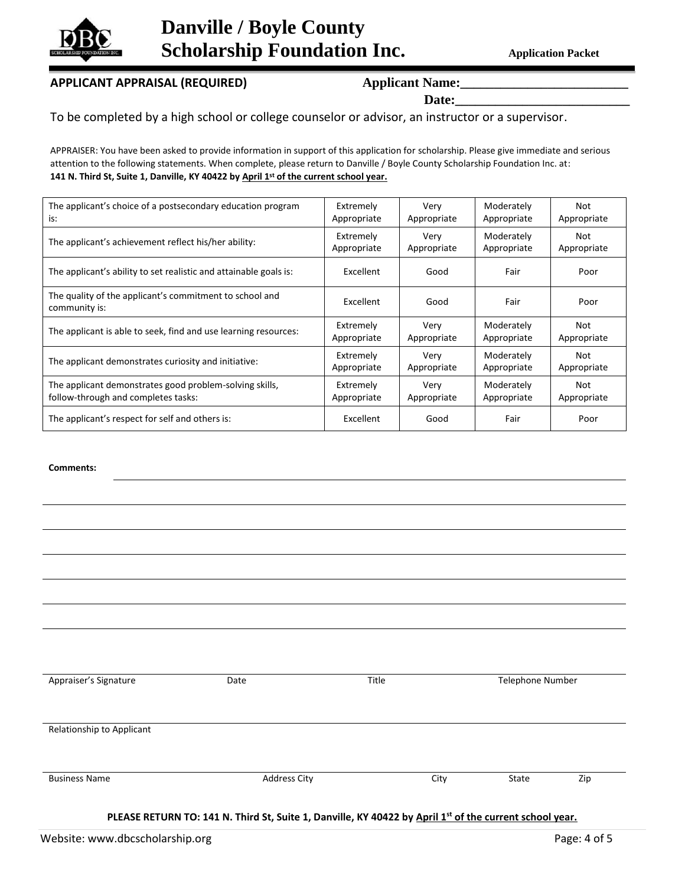# Danville / Boyle County Scholarship Foundation Inc.

**Application Packet**

**APPLICANT APPRAISAL (REQUIRED)**

**Applicant Name:\_\_\_\_\_\_\_\_\_\_\_\_\_\_\_\_\_\_\_\_\_\_\_\_\_**

**Date:\_\_\_\_\_\_\_\_\_\_\_\_\_\_\_\_\_\_\_\_\_\_\_\_\_**

To be completed by a high school or college counselor or advisor, an instructor or a supervisor.

APPRAISER: You have been asked to provide information in support of this application for scholarship. Please give immediate and serious attention to the following statements. When complete, please return to Danville / Boyle County Scholarship Foundation Inc. at: **141 N. Third St, Suite 1, Danville, KY 40422 by April 1st of the current school year.**

| | | | | |
|---|---|---|---|---|
| The applicant's choice of a postsecondary education program is: | Extremely Appropriate | Very Appropriate | Moderately Appropriate | Not Appropriate |
| The applicant's achievement reflect his/her ability: | Extremely Appropriate | Very Appropriate | Moderately Appropriate | Not Appropriate |
| The applicant's ability to set realistic and attainable goals is: | Excellent | Good | Fair | Poor |
| The quality of the applicant's commitment to school and community is: | Excellent | Good | Fair | Poor |
| The applicant is able to seek, find and use learning resources: | Extremely Appropriate | Very Appropriate | Moderately Appropriate | Not Appropriate |
| The applicant demonstrates curiosity and initiative: | Extremely Appropriate | Very Appropriate | Moderately Appropriate | Not Appropriate |
| The applicant demonstrates good problem-solving skills, follow-through and completes tasks: | Extremely Appropriate | Very Appropriate | Moderately Appropriate | Not Appropriate |
| The applicant's respect for self and others is: | Excellent | Good | Fair | Poor |

**Comments:** \_\_\_\_\_\_\_\_\_\_\_\_\_\_\_\_\_\_\_\_\_\_\_\_\_\_\_\_\_\_\_\_\_\_\_\_\_\_\_\_\_\_\_\_\_\_\_\_\_\_\_\_\_\_\_\_

\_\_\_\_\_\_\_\_\_\_\_\_\_\_\_\_\_\_\_\_\_\_\_\_\_\_\_\_\_\_\_\_\_\_\_\_\_\_\_\_\_\_\_\_\_\_\_\_\_\_\_\_\_\_\_\_\_\_\_\_\_\_\_\_

\_\_\_\_\_\_\_\_\_\_\_\_\_\_\_\_\_\_\_\_\_\_\_\_\_\_\_\_\_\_\_\_\_\_\_\_\_\_\_\_\_\_\_\_\_\_\_\_\_\_\_\_\_\_\_\_\_\_\_\_\_\_\_\_

\_\_\_\_\_\_\_\_\_\_\_\_\_\_\_\_\_\_\_\_\_\_\_\_\_\_\_\_\_\_\_\_\_\_\_\_\_\_\_\_\_\_\_\_\_\_\_\_\_\_\_\_\_\_\_\_\_\_\_\_\_\_\_\_

\_\_\_\_\_\_\_\_\_\_\_\_\_\_\_\_\_\_\_\_\_\_\_\_\_\_\_\_\_\_\_\_\_\_\_\_\_\_\_\_\_\_\_\_\_\_\_\_\_\_\_\_\_\_\_\_\_\_\_\_\_\_\_\_

\_\_\_\_\_\_\_\_\_\_\_\_\_\_\_\_\_\_\_\_\_\_\_\_\_\_\_\_\_\_\_\_\_\_\_\_\_\_\_\_\_\_\_\_\_\_\_\_\_\_\_\_\_\_\_\_\_\_\_\_\_\_\_\_

\_\_\_\_\_\_\_\_\_\_\_\_\_\_\_\_\_\_\_\_\_\_\_\_\_\_\_\_\_\_\_\_\_\_\_\_\_\_\_\_\_\_\_\_\_\_\_\_\_\_\_\_\_\_\_\_\_\_\_\_\_\_\_\_

| Appraiser's Signature | Date | Title | Telephone Number |
|---|---|---|---|

Relationship to Applicant

| Business Name | Address City | City | State | Zip |
|---|---|---|---|---|

**PLEASE RETURN TO: 141 N. Third St, Suite 1, Danville, KY 40422 by April 1st of the current school year.**

Website: www.dbcscholarship.org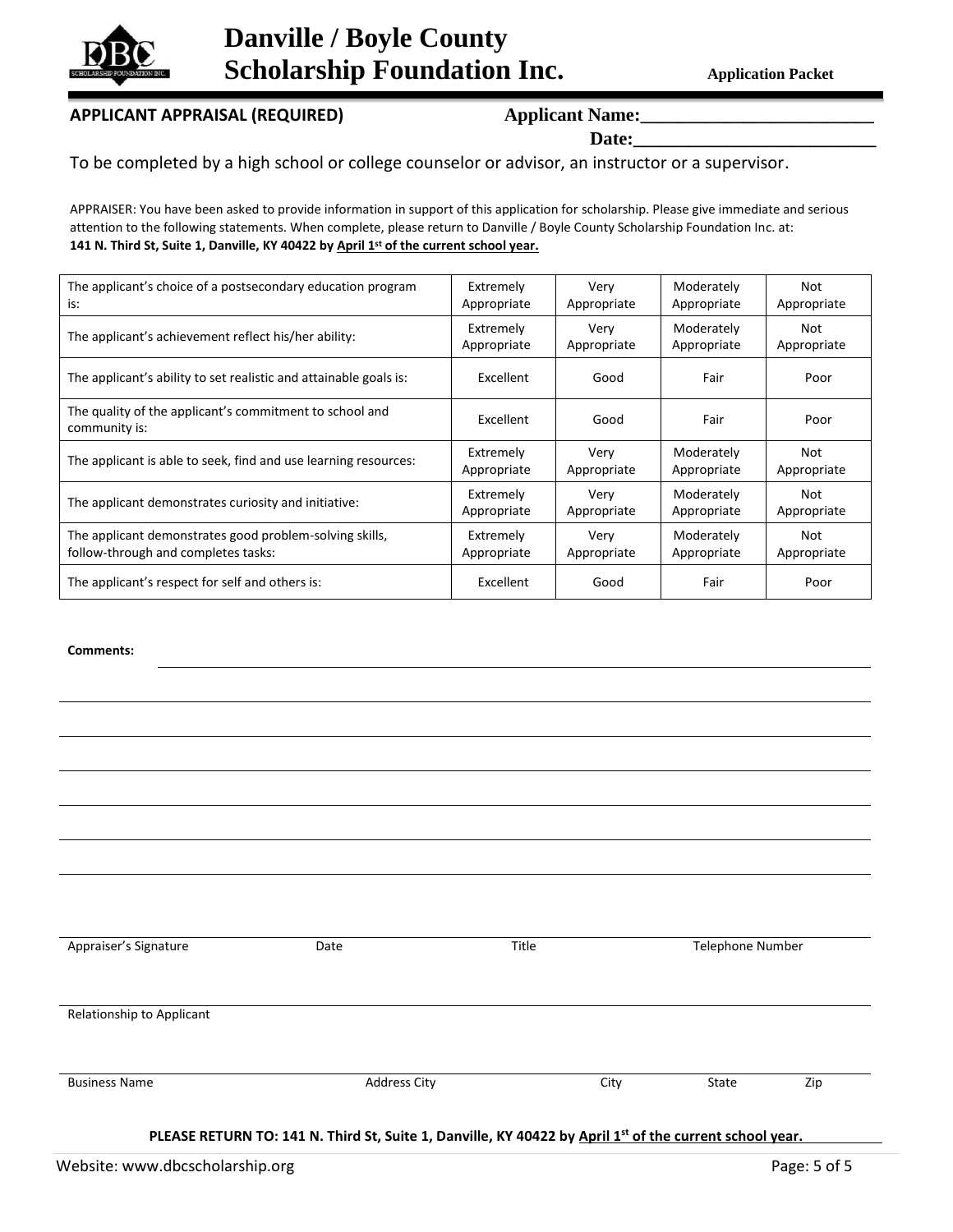# Danville / Boyle County Scholarship Foundation Inc.

Application Packet

**APPLICANT APPRAISAL (REQUIRED)**

**Applicant Name:\_\_\_\_\_\_\_\_\_\_\_\_\_\_\_\_\_\_\_\_\_\_\_\_\_**

**Date:\_\_\_\_\_\_\_\_\_\_\_\_\_\_\_\_\_\_\_\_\_\_\_\_\_**

To be completed by a high school or college counselor or advisor, an instructor or a supervisor.

APPRAISER: You have been asked to provide information in support of this application for scholarship. Please give immediate and serious attention to the following statements. When complete, please return to Danville / Boyle County Scholarship Foundation Inc. at: **141 N. Third St, Suite 1, Danville, KY 40422 by April 1st of the current school year.**

| | | | | |
|---|---|---|---|---|
| The applicant's choice of a postsecondary education program is: | Extremely Appropriate | Very Appropriate | Moderately Appropriate | Not Appropriate |
| The applicant's achievement reflect his/her ability: | Extremely Appropriate | Very Appropriate | Moderately Appropriate | Not Appropriate |
| The applicant's ability to set realistic and attainable goals is: | Excellent | Good | Fair | Poor |
| The quality of the applicant's commitment to school and community is: | Excellent | Good | Fair | Poor |
| The applicant is able to seek, find and use learning resources: | Extremely Appropriate | Very Appropriate | Moderately Appropriate | Not Appropriate |
| The applicant demonstrates curiosity and initiative: | Extremely Appropriate | Very Appropriate | Moderately Appropriate | Not Appropriate |
| The applicant demonstrates good problem-solving skills, follow-through and completes tasks: | Extremely Appropriate | Very Appropriate | Moderately Appropriate | Not Appropriate |
| The applicant's respect for self and others is: | Excellent | Good | Fair | Poor |

**Comments:** \_\_\_\_\_\_\_\_\_\_\_\_\_\_\_\_\_\_\_\_\_\_\_\_\_\_\_\_\_\_\_\_\_\_\_\_\_\_\_\_\_\_\_\_\_\_\_\_\_\_\_\_\_\_\_\_\_\_\_\_

\_\_\_\_\_\_\_\_\_\_\_\_\_\_\_\_\_\_\_\_\_\_\_\_\_\_\_\_\_\_\_\_\_\_\_\_\_\_\_\_\_\_\_\_\_\_\_\_\_\_\_\_\_\_\_\_\_\_\_\_\_\_\_\_\_\_\_\_

\_\_\_\_\_\_\_\_\_\_\_\_\_\_\_\_\_\_\_\_\_\_\_\_\_\_\_\_\_\_\_\_\_\_\_\_\_\_\_\_\_\_\_\_\_\_\_\_\_\_\_\_\_\_\_\_\_\_\_\_\_\_\_\_\_\_\_\_

\_\_\_\_\_\_\_\_\_\_\_\_\_\_\_\_\_\_\_\_\_\_\_\_\_\_\_\_\_\_\_\_\_\_\_\_\_\_\_\_\_\_\_\_\_\_\_\_\_\_\_\_\_\_\_\_\_\_\_\_\_\_\_\_\_\_\_\_

\_\_\_\_\_\_\_\_\_\_\_\_\_\_\_\_\_\_\_\_\_\_\_\_\_\_\_\_\_\_\_\_\_\_\_\_\_\_\_\_\_\_\_\_\_\_\_\_\_\_\_\_\_\_\_\_\_\_\_\_\_\_\_\_\_\_\_\_

\_\_\_\_\_\_\_\_\_\_\_\_\_\_\_\_\_\_\_\_\_\_\_\_\_\_\_\_\_\_\_\_\_\_\_\_\_\_\_\_\_\_\_\_\_\_\_\_\_\_\_\_\_\_\_\_\_\_\_\_\_\_\_\_\_\_\_\_

\_\_\_\_\_\_\_\_\_\_\_\_\_\_\_\_\_\_\_\_\_\_\_\_\_\_\_\_\_\_\_\_\_\_\_\_\_\_\_\_\_\_\_\_\_\_\_\_\_\_\_\_\_\_\_\_\_\_\_\_\_\_\_\_\_\_\_\_

\_\_\_\_\_\_\_\_\_\_\_\_\_\_\_\_\_\_\_\_\_\_\_\_\_\_\_\_\_\_\_\_\_\_\_\_\_\_\_\_\_\_\_\_\_\_\_\_\_\_\_\_\_\_\_\_\_\_\_\_\_\_\_\_\_\_\_\_

Appraiser's Signature — Date — Title — Telephone Number

\_\_\_\_\_\_\_\_\_\_\_\_\_\_\_\_\_\_\_\_\_\_\_\_\_\_\_\_\_\_\_\_\_\_\_\_\_\_\_\_\_\_\_\_\_\_\_\_\_\_\_\_\_\_\_\_\_\_\_\_\_\_\_\_\_\_\_\_

Relationship to Applicant

\_\_\_\_\_\_\_\_\_\_\_\_\_\_\_\_\_\_\_\_\_\_\_\_\_\_\_\_\_\_\_\_\_\_\_\_\_\_\_\_\_\_\_\_\_\_\_\_\_\_\_\_\_\_\_\_\_\_\_\_\_\_\_\_\_\_\_\_

Business Name — Address City — City — State — Zip

**PLEASE RETURN TO: 141 N. Third St, Suite 1, Danville, KY 40422 by April 1st of the current school year.**

Website: www.dbcscholarship.org